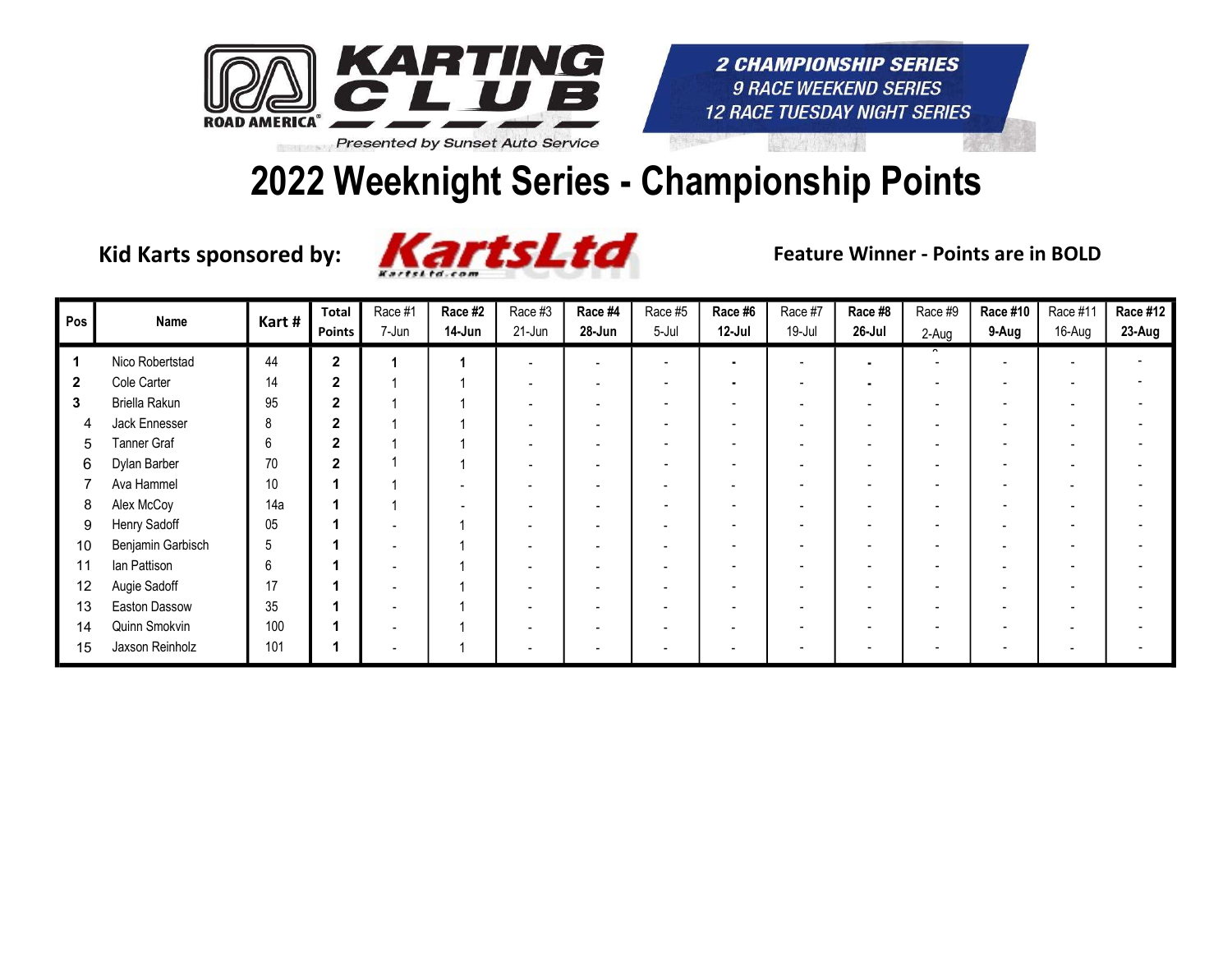KARTING CLUB ROAD AMERICA

Presented by Sunset Auto Service

2 CHAMPIONSHIP SERIES
9 RACE WEEKEND SERIES
12 RACE TUESDAY NIGHT SERIES

# 2022 Weeknight Series - Championship Points

**Kid Karts sponsored by:** KartsLtd

**Feature Winner - Points are in BOLD**

| Pos | Name | Kart # | Total Points | Race #1 7-Jun | Race #2 14-Jun | Race #3 21-Jun | Race #4 28-Jun | Race #5 5-Jul | Race #6 12-Jul | Race #7 19-Jul | Race #8 26-Jul | Race #9 2-Aug | Race #10 9-Aug | Race #11 16-Aug | Race #12 23-Aug |
|---|---|---|---|---|---|---|---|---|---|---|---|---|---|---|---|
| **1** | Nico Robertstad | 44 | **2** | **1** | **1** | - | - | - | - | - | - | - | - | - | - |
| **2** | Cole Carter | 14 | **2** | 1 | 1 | - | - | - | - | - | - | - | - | - | - |
| **3** | Briella Rakun | 95 | **2** | 1 | 1 | - | - | - | - | - | - | - | - | - | - |
| 4 | Jack Ennesser | 8 | **2** | 1 | 1 | - | - | - | - | - | - | - | - | - | - |
| 5 | Tanner Graf | 6 | **2** | 1 | 1 | - | - | - | - | - | - | - | - | - | - |
| 6 | Dylan Barber | 70 | **2** | 1 | 1 | - | - | - | - | - | - | - | - | - | - |
| 7 | Ava Hammel | 10 | **1** | 1 | - | - | - | - | - | - | - | - | - | - | - |
| 8 | Alex McCoy | 14a | **1** | 1 | - | - | - | - | - | - | - | - | - | - | - |
| 9 | Henry Sadoff | 05 | **1** | - | 1 | - | - | - | - | - | - | - | - | - | - |
| 10 | Benjamin Garbisch | 5 | **1** | - | 1 | - | - | - | - | - | - | - | - | - | - |
| 11 | Ian Pattison | 6 | **1** | - | 1 | - | - | - | - | - | - | - | - | - | - |
| 12 | Augie Sadoff | 17 | **1** | - | 1 | - | - | - | - | - | - | - | - | - | - |
| 13 | Easton Dassow | 35 | **1** | - | 1 | - | - | - | - | - | - | - | - | - | - |
| 14 | Quinn Smokvin | 100 | **1** | - | 1 | - | - | - | - | - | - | - | - | - | - |
| 15 | Jaxson Reinholz | 101 | **1** | - | 1 | - | - | - | - | - | - | - | - | - | - |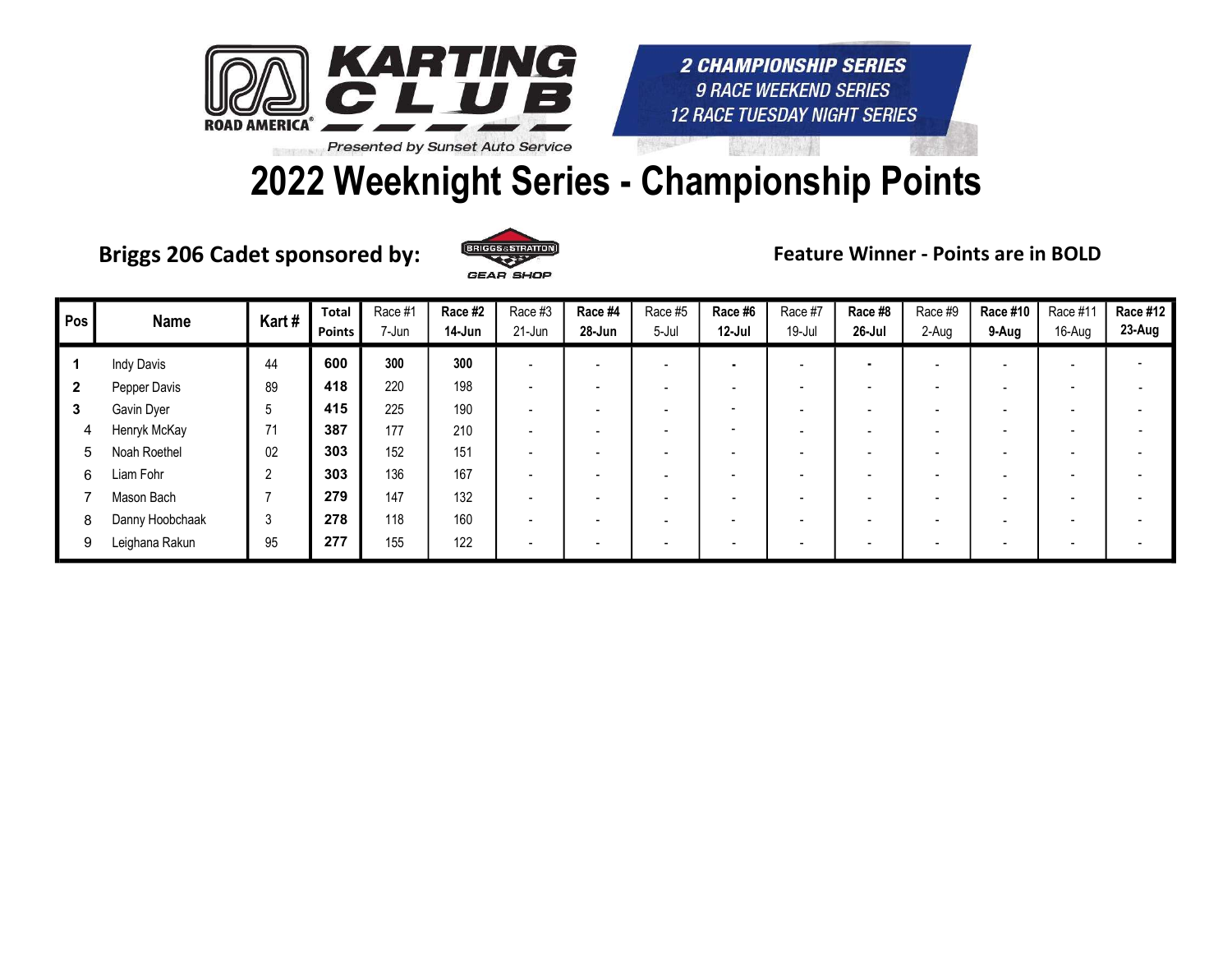ROAD AMERICA KARTING CLUB

*Presented by Sunset Auto Service*

**2 CHAMPIONSHIP SERIES**
*9 RACE WEEKEND SERIES*
*12 RACE TUESDAY NIGHT SERIES*

# 2022 Weeknight Series - Championship Points

**Briggs 206 Cadet sponsored by:** BRIGGS & STRATTON GEAR SHOP

**Feature Winner - Points are in BOLD**

| Pos | Name | Kart # | Total Points | Race #1 7-Jun | Race #2 14-Jun | Race #3 21-Jun | Race #4 28-Jun | Race #5 5-Jul | Race #6 12-Jul | Race #7 19-Jul | Race #8 26-Jul | Race #9 2-Aug | Race #10 9-Aug | Race #11 16-Aug | Race #12 23-Aug |
|---|---|---|---|---|---|---|---|---|---|---|---|---|---|---|---|
| **1** | Indy Davis | 44 | **600** | **300** | **300** | - | - | - | - | - | - | - | - | - | - |
| **2** | Pepper Davis | 89 | **418** | 220 | 198 | - | - | - | - | - | - | - | - | - | - |
| **3** | Gavin Dyer | 5 | **415** | 225 | 190 | - | - | - | - | - | - | - | - | - | - |
| 4 | Henryk McKay | 71 | **387** | 177 | 210 | - | - | - | - | - | - | - | - | - | - |
| 5 | Noah Roethel | 02 | **303** | 152 | 151 | - | - | - | - | - | - | - | - | - | - |
| 6 | Liam Fohr | 2 | **303** | 136 | 167 | - | - | - | - | - | - | - | - | - | - |
| 7 | Mason Bach | 7 | **279** | 147 | 132 | - | - | - | - | - | - | - | - | - | - |
| 8 | Danny Hoobchaak | 3 | **278** | 118 | 160 | - | - | - | - | - | - | - | - | - | - |
| 9 | Leighana Rakun | 95 | **277** | 155 | 122 | - | - | - | - | - | - | - | - | - | - |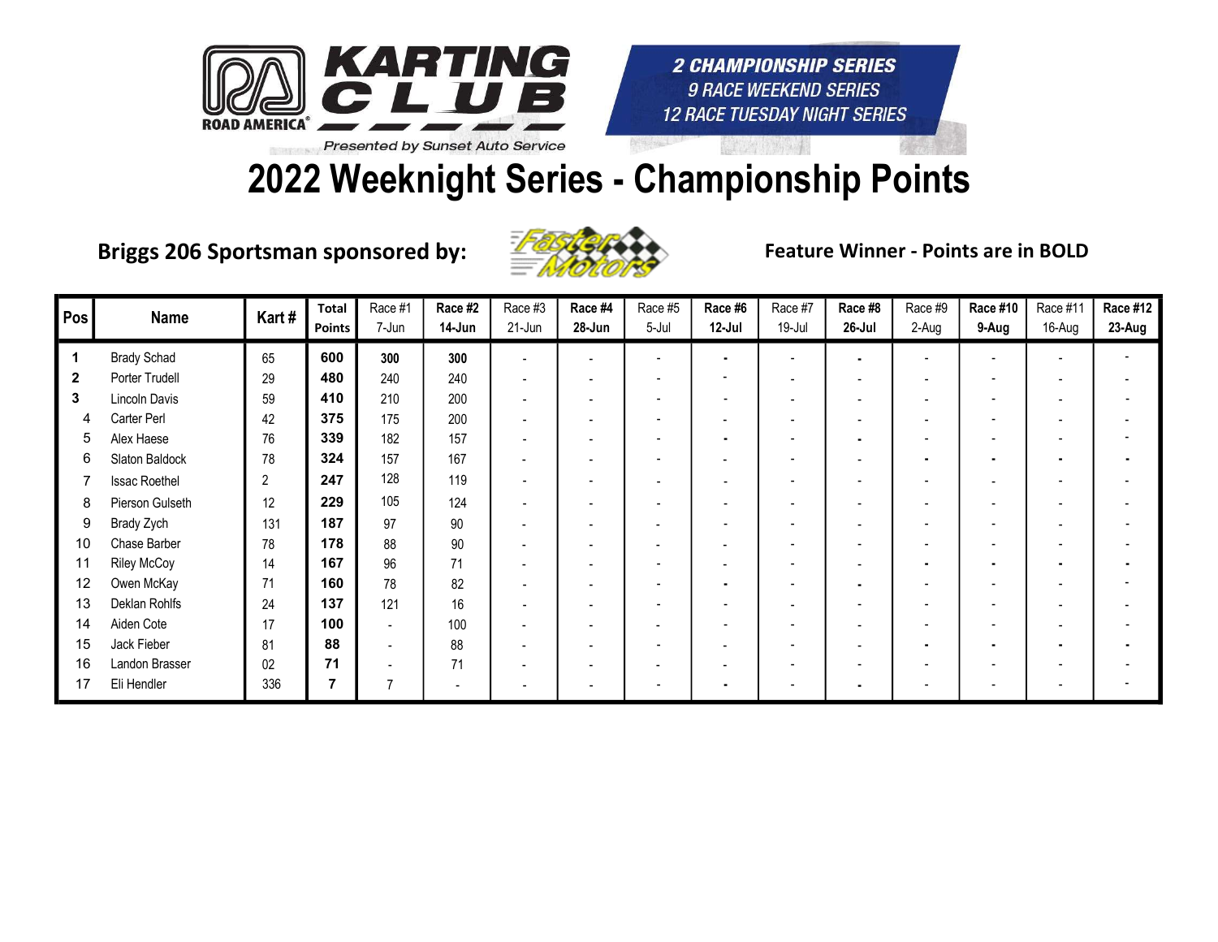KARTING CLUB ROAD AMERICA

Presented by Sunset Auto Service

*2 CHAMPIONSHIP SERIES*
*9 RACE WEEKEND SERIES*
*12 RACE TUESDAY NIGHT SERIES*

# 2022 Weeknight Series - Championship Points

**Briggs 206 Sportsman sponsored by:** Faster Motors

**Feature Winner - Points are in BOLD**

| Pos | Name | Kart # | Total Points | Race #1 7-Jun | Race #2 14-Jun | Race #3 21-Jun | Race #4 28-Jun | Race #5 5-Jul | Race #6 12-Jul | Race #7 19-Jul | Race #8 26-Jul | Race #9 2-Aug | Race #10 9-Aug | Race #11 16-Aug | Race #12 23-Aug |
|---|---|---|---|---|---|---|---|---|---|---|---|---|---|---|---|
| **1** | Brady Schad | 65 | **600** | **300** | **300** | - | - | - | - | - | - | - | - | - | - |
| **2** | Porter Trudell | 29 | **480** | 240 | 240 | - | - | - | - | - | - | - | - | - | - |
| **3** | Lincoln Davis | 59 | **410** | 210 | 200 | - | - | - | - | - | - | - | - | - | - |
| 4 | Carter Perl | 42 | **375** | 175 | 200 | - | - | - | - | - | - | - | - | - | - |
| 5 | Alex Haese | 76 | **339** | 182 | 157 | - | - | - | - | - | - | - | - | - | - |
| 6 | Slaton Baldock | 78 | **324** | 157 | 167 | - | - | - | - | - | - | - | - | - | - |
| 7 | Issac Roethel | 2 | **247** | 128 | 119 | - | - | - | - | - | - | - | - | - | - |
| 8 | Pierson Gulseth | 12 | **229** | 105 | 124 | - | - | - | - | - | - | - | - | - | - |
| 9 | Brady Zych | 131 | **187** | 97 | 90 | - | - | - | - | - | - | - | - | - | - |
| 10 | Chase Barber | 78 | **178** | 88 | 90 | - | - | - | - | - | - | - | - | - | - |
| 11 | Riley McCoy | 14 | **167** | 96 | 71 | - | - | - | - | - | - | - | - | - | - |
| 12 | Owen McKay | 71 | **160** | 78 | 82 | - | - | - | - | - | - | - | - | - | - |
| 13 | Deklan Rohlfs | 24 | **137** | 121 | 16 | - | - | - | - | - | - | - | - | - | - |
| 14 | Aiden Cote | 17 | **100** | - | 100 | - | - | - | - | - | - | - | - | - | - |
| 15 | Jack Fieber | 81 | **88** | - | 88 | - | - | - | - | - | - | - | - | - | - |
| 16 | Landon Brasser | 02 | **71** | - | 71 | - | - | - | - | - | - | - | - | - | - |
| 17 | Eli Hendler | 336 | **7** | 7 | - | - | - | - | - | - | - | - | - | - | - |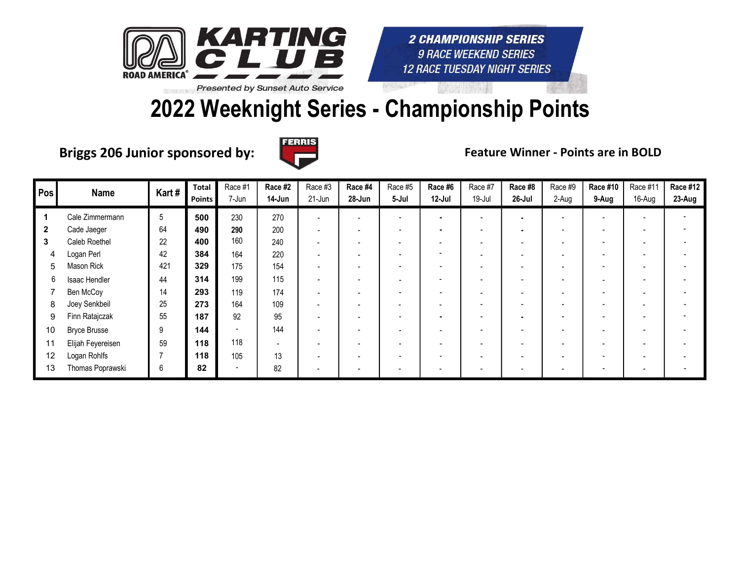KARTING CLUB ROAD AMERICA

Presented by Sunset Auto Service

**2 CHAMPIONSHIP SERIES**
**9 RACE WEEKEND SERIES**
**12 RACE TUESDAY NIGHT SERIES**

# 2022 Weeknight Series - Championship Points

**Briggs 206 Junior sponsored by:** FERRIS

**Feature Winner - Points are in BOLD**

| Pos | Name | Kart # | Total Points | Race #1 7-Jun | Race #2 14-Jun | Race #3 21-Jun | Race #4 28-Jun | Race #5 5-Jul | Race #6 12-Jul | Race #7 19-Jul | Race #8 26-Jul | Race #9 2-Aug | Race #10 9-Aug | Race #11 16-Aug | Race #12 23-Aug |
|---|---|---|---|---|---|---|---|---|---|---|---|---|---|---|---|
| **1** | Cale Zimmermann | 5 | **500** | 230 | **270** | - | - | - | - | - | - | - | - | - | - |
| **2** | Cade Jaeger | 64 | **490** | **290** | 200 | - | - | - | - | - | - | - | - | - | - |
| **3** | Caleb Roethel | 22 | **400** | 160 | 240 | - | - | - | - | - | - | - | - | - | - |
| 4 | Logan Perl | 42 | **384** | 164 | 220 | - | - | - | - | - | - | - | - | - | - |
| 5 | Mason Rick | 421 | **329** | 175 | 154 | - | - | - | - | - | - | - | - | - | - |
| 6 | Isaac Hendler | 44 | **314** | 199 | 115 | - | - | - | - | - | - | - | - | - | - |
| 7 | Ben McCoy | 14 | **293** | 119 | 174 | - | - | - | - | - | - | - | - | - | - |
| 8 | Joey Senkbeil | 25 | **273** | 164 | 109 | - | - | - | - | - | - | - | - | - | - |
| 9 | Finn Ratajczak | 55 | **187** | 92 | 95 | - | - | - | - | - | - | - | - | - | - |
| 10 | Bryce Brusse | 9 | **144** | - | 144 | - | - | - | - | - | - | - | - | - | - |
| 11 | Elijah Feyereisen | 59 | **118** | 118 | - | - | - | - | - | - | - | - | - | - | - |
| 12 | Logan Rohlfs | 7 | **118** | 105 | 13 | - | - | - | - | - | - | - | - | - | - |
| 13 | Thomas Poprawski | 6 | **82** | - | 82 | - | - | - | - | - | - | - | - | - | - |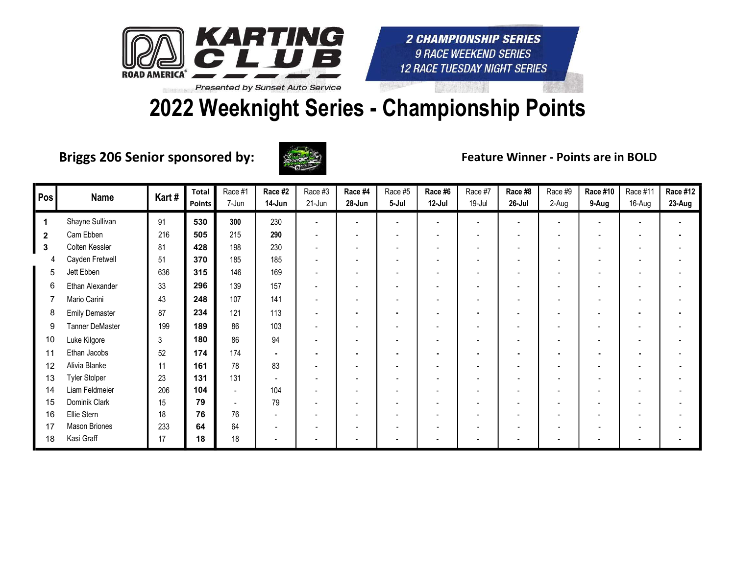KARTING CLUB ROAD AMERICA

Presented by Sunset Auto Service

2 CHAMPIONSHIP SERIES
9 RACE WEEKEND SERIES
12 RACE TUESDAY NIGHT SERIES

# 2022 Weeknight Series - Championship Points

**Briggs 206 Senior sponsored by:**

**Feature Winner - Points are in BOLD**

| Pos | Name | Kart # | Total Points | Race #1 7-Jun | Race #2 14-Jun | Race #3 21-Jun | Race #4 28-Jun | Race #5 5-Jul | Race #6 12-Jul | Race #7 19-Jul | Race #8 26-Jul | Race #9 2-Aug | Race #10 9-Aug | Race #11 16-Aug | Race #12 23-Aug |
|---|---|---|---|---|---|---|---|---|---|---|---|---|---|---|---|
| 1 | Shayne Sullivan | 91 | **530** | **300** | 230 | - | - | - | - | - | - | - | - | - | - |
| 2 | Cam Ebben | 216 | **505** | 215 | **290** | - | - | - | - | - | - | - | - | - | - |
| 3 | Colten Kessler | 81 | **428** | 198 | 230 | - | - | - | - | - | - | - | - | - | - |
| 4 | Cayden Fretwell | 51 | **370** | 185 | 185 | - | - | - | - | - | - | - | - | - | - |
| 5 | Jett Ebben | 636 | **315** | 146 | 169 | - | - | - | - | - | - | - | - | - | - |
| 6 | Ethan Alexander | 33 | **296** | 139 | 157 | - | - | - | - | - | - | - | - | - | - |
| 7 | Mario Carini | 43 | **248** | 107 | 141 | - | - | - | - | - | - | - | - | - | - |
| 8 | Emily Demaster | 87 | **234** | 121 | 113 | - | - | - | - | - | - | - | - | - | - |
| 9 | Tanner DeMaster | 199 | **189** | 86 | 103 | - | - | - | - | - | - | - | - | - | - |
| 10 | Luke Kilgore | 3 | **180** | 86 | 94 | - | - | - | - | - | - | - | - | - | - |
| 11 | Ethan Jacobs | 52 | **174** | 174 | - | - | - | - | - | - | - | - | - | - | - |
| 12 | Alivia Blanke | 11 | **161** | 78 | 83 | - | - | - | - | - | - | - | - | - | - |
| 13 | Tyler Stolper | 23 | **131** | 131 | - | - | - | - | - | - | - | - | - | - | - |
| 14 | Liam Feldmeier | 206 | **104** | - | 104 | - | - | - | - | - | - | - | - | - | - |
| 15 | Dominik Clark | 15 | **79** | - | 79 | - | - | - | - | - | - | - | - | - | - |
| 16 | Ellie Stern | 18 | **76** | 76 | - | - | - | - | - | - | - | - | - | - | - |
| 17 | Mason Briones | 233 | **64** | 64 | - | - | - | - | - | - | - | - | - | - | - |
| 18 | Kasi Graff | 17 | **18** | 18 | - | - | - | - | - | - | - | - | - | - | - |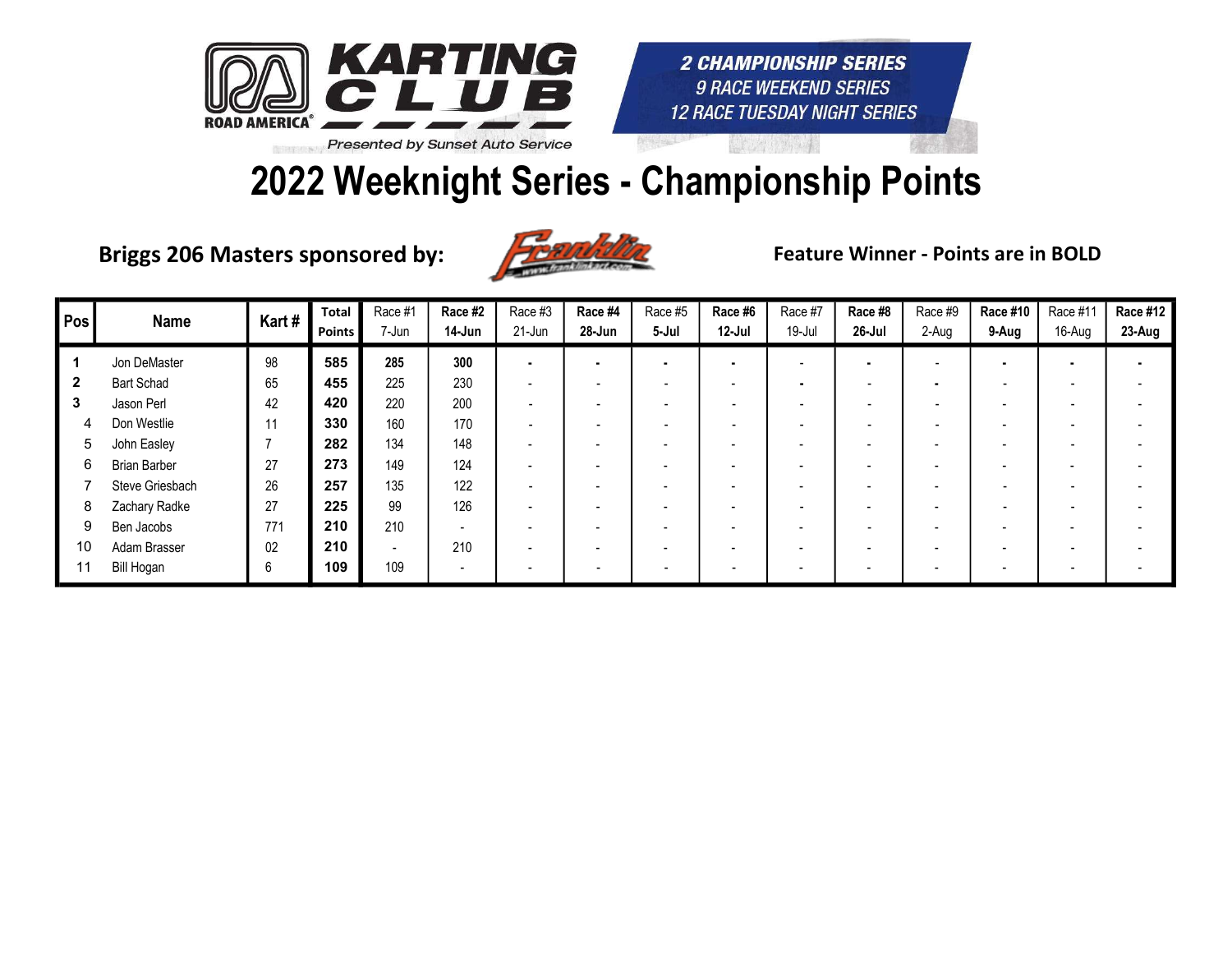KARTING CLUB ROAD AMERICA

Presented by Sunset Auto Service

2 CHAMPIONSHIP SERIES
9 RACE WEEKEND SERIES
12 RACE TUESDAY NIGHT SERIES

# 2022 Weeknight Series - Championship Points

**Briggs 206 Masters sponsored by:** Franklin

**Feature Winner - Points are in BOLD**

| Pos | Name | Kart # | Total Points | Race #1 7-Jun | Race #2 14-Jun | Race #3 21-Jun | Race #4 28-Jun | Race #5 5-Jul | Race #6 12-Jul | Race #7 19-Jul | Race #8 26-Jul | Race #9 2-Aug | Race #10 9-Aug | Race #11 16-Aug | Race #12 23-Aug |
|---|---|---|---|---|---|---|---|---|---|---|---|---|---|---|---|
| 1 | Jon DeMaster | 98 | 585 | **285** | **300** | - | - | - | - | - | - | - | - | - | - |
| 2 | Bart Schad | 65 | 455 | 225 | 230 | - | - | - | - | - | - | - | - | - | - |
| 3 | Jason Perl | 42 | 420 | 220 | 200 | - | - | - | - | - | - | - | - | - | - |
| 4 | Don Westlie | 11 | 330 | 160 | 170 | - | - | - | - | - | - | - | - | - | - |
| 5 | John Easley | 7 | 282 | 134 | 148 | - | - | - | - | - | - | - | - | - | - |
| 6 | Brian Barber | 27 | 273 | 149 | 124 | - | - | - | - | - | - | - | - | - | - |
| 7 | Steve Griesbach | 26 | 257 | 135 | 122 | - | - | - | - | - | - | - | - | - | - |
| 8 | Zachary Radke | 27 | 225 | 99 | 126 | - | - | - | - | - | - | - | - | - | - |
| 9 | Ben Jacobs | 771 | 210 | 210 | - | - | - | - | - | - | - | - | - | - | - |
| 10 | Adam Brasser | 02 | 210 | - | 210 | - | - | - | - | - | - | - | - | - | - |
| 11 | Bill Hogan | 6 | 109 | 109 | - | - | - | - | - | - | - | - | - | - | - |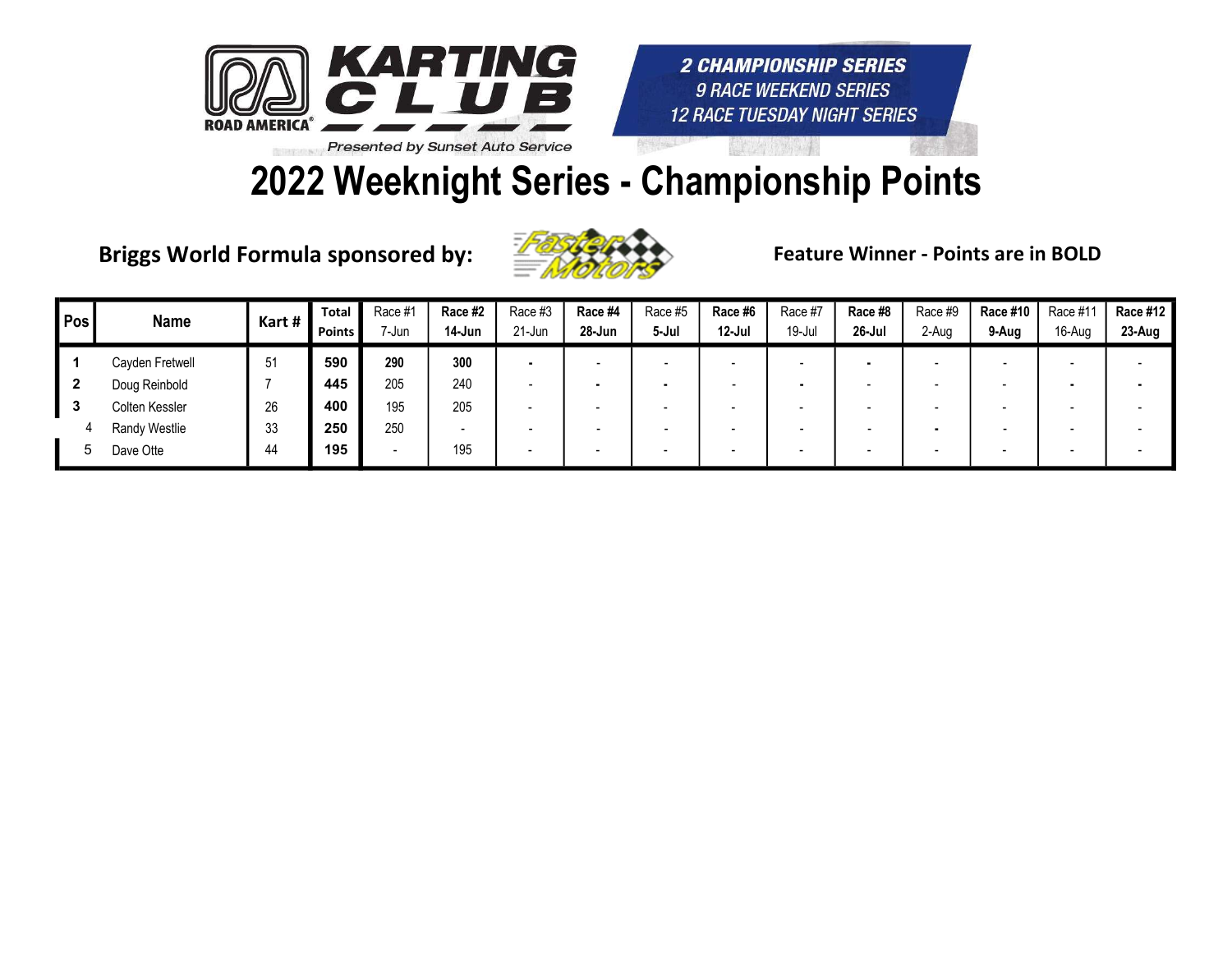KARTING CLUB ROAD AMERICA

Presented by Sunset Auto Service

2 CHAMPIONSHIP SERIES
9 RACE WEEKEND SERIES
12 RACE TUESDAY NIGHT SERIES

# 2022 Weeknight Series - Championship Points

**Briggs World Formula sponsored by:** Faster Motors

**Feature Winner - Points are in BOLD**

| Pos | Name | Kart # | Total Points | Race #1 7-Jun | Race #2 14-Jun | Race #3 21-Jun | Race #4 28-Jun | Race #5 5-Jul | Race #6 12-Jul | Race #7 19-Jul | Race #8 26-Jul | Race #9 2-Aug | Race #10 9-Aug | Race #11 16-Aug | Race #12 23-Aug |
|---|---|---|---|---|---|---|---|---|---|---|---|---|---|---|---|
| 1 | Cayden Fretwell | 51 | 590 | **290** | **300** | - | - | - | - | - | - | - | - | - | - |
| 2 | Doug Reinbold | 7 | 445 | 205 | 240 | - | - | - | - | - | - | - | - | - | - |
| 3 | Colten Kessler | 26 | 400 | 195 | 205 | - | - | - | - | - | - | - | - | - | - |
| 4 | Randy Westlie | 33 | 250 | 250 | - | - | - | - | - | - | - | - | - | - | - |
| 5 | Dave Otte | 44 | 195 | - | 195 | - | - | - | - | - | - | - | - | - | - |